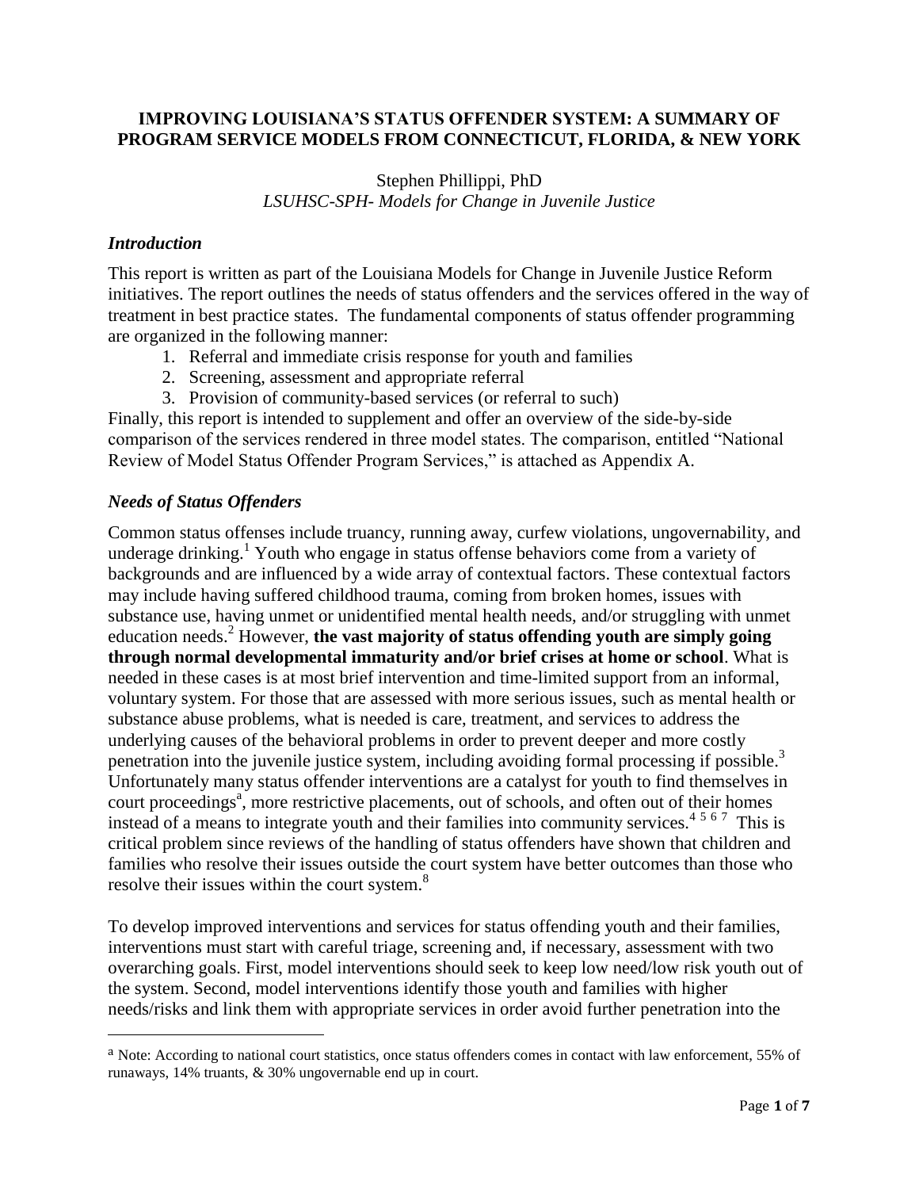# IMPROVING LOUISIANA'S STATUS OFFENDER SYSTEM: A SUMMARY OF PROGRAM SERVICE MODELS FROM CONNECTICUT, FLORIDA, & NEW YORK

Stephen Phillippi, PhD
*LSUHSC-SPH- Models for Change in Juvenile Justice*

## *Introduction*

This report is written as part of the Louisiana Models for Change in Juvenile Justice Reform initiatives. The report outlines the needs of status offenders and the services offered in the way of treatment in best practice states. The fundamental components of status offender programming are organized in the following manner:

1. Referral and immediate crisis response for youth and families
2. Screening, assessment and appropriate referral
3. Provision of community-based services (or referral to such)

Finally, this report is intended to supplement and offer an overview of the side-by-side comparison of the services rendered in three model states. The comparison, entitled "National Review of Model Status Offender Program Services," is attached as Appendix A.

## *Needs of Status Offenders*

Common status offenses include truancy, running away, curfew violations, ungovernability, and underage drinking.[1] Youth who engage in status offense behaviors come from a variety of backgrounds and are influenced by a wide array of contextual factors. These contextual factors may include having suffered childhood trauma, coming from broken homes, issues with substance use, having unmet or unidentified mental health needs, and/or struggling with unmet education needs.[2] However, **the vast majority of status offending youth are simply going through normal developmental immaturity and/or brief crises at home or school**. What is needed in these cases is at most brief intervention and time-limited support from an informal, voluntary system. For those that are assessed with more serious issues, such as mental health or substance abuse problems, what is needed is care, treatment, and services to address the underlying causes of the behavioral problems in order to prevent deeper and more costly penetration into the juvenile justice system, including avoiding formal processing if possible.[3] Unfortunately many status offender interventions are a catalyst for youth to find themselves in court proceedings[a], more restrictive placements, out of schools, and often out of their homes instead of a means to integrate youth and their families into community services.[4 5 6 7] This is critical problem since reviews of the handling of status offenders have shown that children and families who resolve their issues outside the court system have better outcomes than those who resolve their issues within the court system.[8]

To develop improved interventions and services for status offending youth and their families, interventions must start with careful triage, screening and, if necessary, assessment with two overarching goals. First, model interventions should seek to keep low need/low risk youth out of the system. Second, model interventions identify those youth and families with higher needs/risks and link them with appropriate services in order avoid further penetration into the

---

[a] Note: According to national court statistics, once status offenders comes in contact with law enforcement, 55% of runaways, 14% truants, & 30% ungovernable end up in court.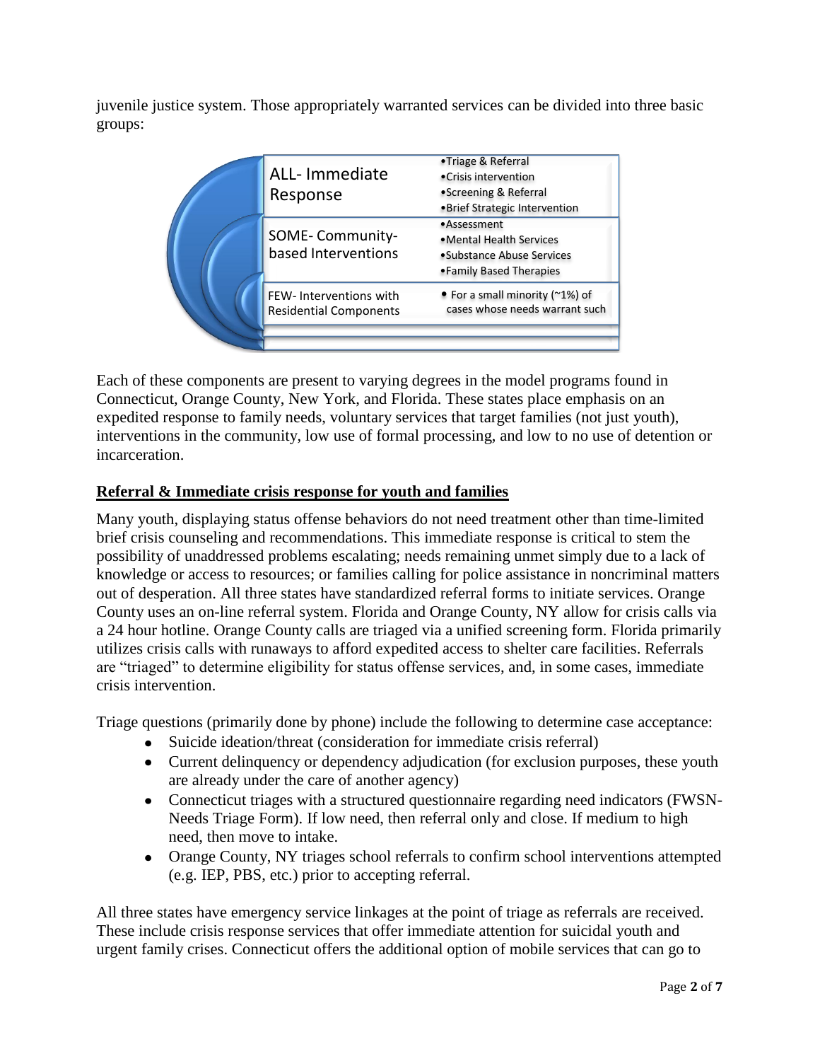juvenile justice system. Those appropriately warranted services can be divided into three basic groups:

| | |
|---|---|
| ALL- Immediate Response | • Triage & Referral<br>• Crisis intervention<br>• Screening & Referral<br>• Brief Strategic Intervention |
| SOME- Community-based Interventions | • Assessment<br>• Mental Health Services<br>• Substance Abuse Services<br>• Family Based Therapies |
| FEW- Interventions with Residential Components | • For a small minority (~1%) of cases whose needs warrant such |

Each of these components are present to varying degrees in the model programs found in Connecticut, Orange County, New York, and Florida. These states place emphasis on an expedited response to family needs, voluntary services that target families (not just youth), interventions in the community, low use of formal processing, and low to no use of detention or incarceration.

## Referral & Immediate crisis response for youth and families

Many youth, displaying status offense behaviors do not need treatment other than time-limited brief crisis counseling and recommendations. This immediate response is critical to stem the possibility of unaddressed problems escalating; needs remaining unmet simply due to a lack of knowledge or access to resources; or families calling for police assistance in noncriminal matters out of desperation. All three states have standardized referral forms to initiate services. Orange County uses an on-line referral system. Florida and Orange County, NY allow for crisis calls via a 24 hour hotline. Orange County calls are triaged via a unified screening form. Florida primarily utilizes crisis calls with runaways to afford expedited access to shelter care facilities. Referrals are "triaged" to determine eligibility for status offense services, and, in some cases, immediate crisis intervention.

Triage questions (primarily done by phone) include the following to determine case acceptance:

- Suicide ideation/threat (consideration for immediate crisis referral)
- Current delinquency or dependency adjudication (for exclusion purposes, these youth are already under the care of another agency)
- Connecticut triages with a structured questionnaire regarding need indicators (FWSN-Needs Triage Form). If low need, then referral only and close. If medium to high need, then move to intake.
- Orange County, NY triages school referrals to confirm school interventions attempted (e.g. IEP, PBS, etc.) prior to accepting referral.

All three states have emergency service linkages at the point of triage as referrals are received. These include crisis response services that offer immediate attention for suicidal youth and urgent family crises. Connecticut offers the additional option of mobile services that can go to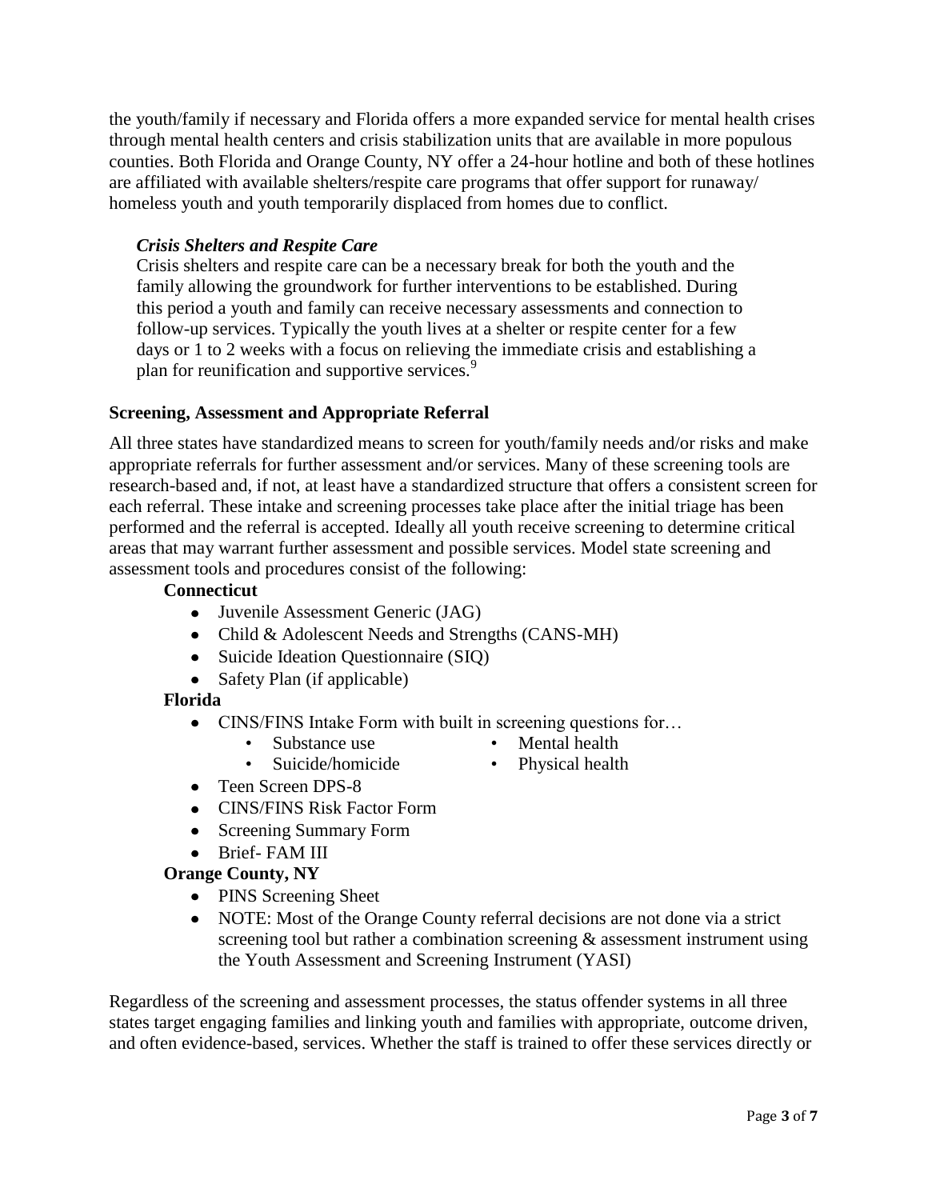the youth/family if necessary and Florida offers a more expanded service for mental health crises through mental health centers and crisis stabilization units that are available in more populous counties. Both Florida and Orange County, NY offer a 24-hour hotline and both of these hotlines are affiliated with available shelters/respite care programs that offer support for runaway/ homeless youth and youth temporarily displaced from homes due to conflict.

### *Crisis Shelters and Respite Care*

Crisis shelters and respite care can be a necessary break for both the youth and the family allowing the groundwork for further interventions to be established. During this period a youth and family can receive necessary assessments and connection to follow-up services. Typically the youth lives at a shelter or respite center for a few days or 1 to 2 weeks with a focus on relieving the immediate crisis and establishing a plan for reunification and supportive services.[9]

## Screening, Assessment and Appropriate Referral

All three states have standardized means to screen for youth/family needs and/or risks and make appropriate referrals for further assessment and/or services. Many of these screening tools are research-based and, if not, at least have a standardized structure that offers a consistent screen for each referral. These intake and screening processes take place after the initial triage has been performed and the referral is accepted. Ideally all youth receive screening to determine critical areas that may warrant further assessment and possible services. Model state screening and assessment tools and procedures consist of the following:

**Connecticut**

- Juvenile Assessment Generic (JAG)
- Child & Adolescent Needs and Strengths (CANS-MH)
- Suicide Ideation Questionnaire (SIQ)
- Safety Plan (if applicable)

**Florida**

- CINS/FINS Intake Form with built in screening questions for…
  - Substance use
  - Mental health
  - Suicide/homicide
  - Physical health
- Teen Screen DPS-8
- CINS/FINS Risk Factor Form
- Screening Summary Form
- Brief- FAM III

**Orange County, NY**

- PINS Screening Sheet
- NOTE: Most of the Orange County referral decisions are not done via a strict screening tool but rather a combination screening & assessment instrument using the Youth Assessment and Screening Instrument (YASI)

Regardless of the screening and assessment processes, the status offender systems in all three states target engaging families and linking youth and families with appropriate, outcome driven, and often evidence-based, services. Whether the staff is trained to offer these services directly or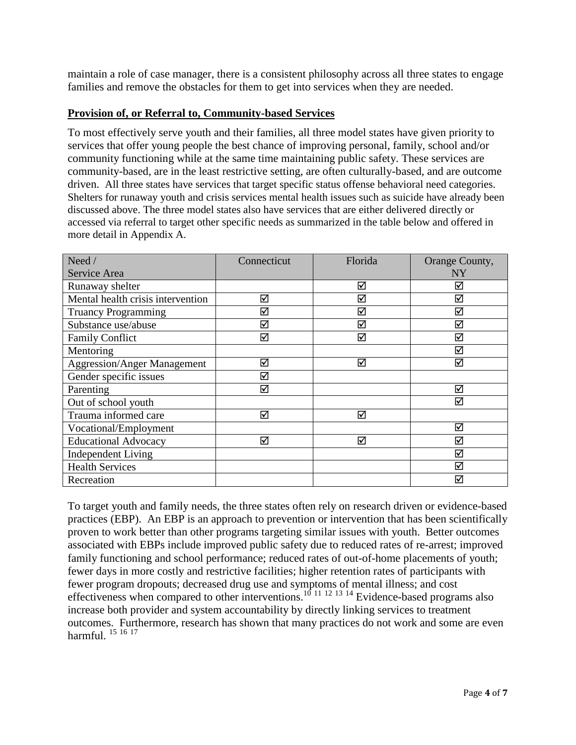maintain a role of case manager, there is a consistent philosophy across all three states to engage families and remove the obstacles for them to get into services when they are needed.

**Provision of, or Referral to, Community-based Services**

To most effectively serve youth and their families, all three model states have given priority to services that offer young people the best chance of improving personal, family, school and/or community functioning while at the same time maintaining public safety. These services are community-based, are in the least restrictive setting, are often culturally-based, and are outcome driven. All three states have services that target specific status offense behavioral need categories. Shelters for runaway youth and crisis services mental health issues such as suicide have already been discussed above. The three model states also have services that are either delivered directly or accessed via referral to target other specific needs as summarized in the table below and offered in more detail in Appendix A.

| Need / Service Area | Connecticut | Florida | Orange County, NY |
|---|---|---|---|
| Runaway shelter | | ☑ | ☑ |
| Mental health crisis intervention | ☑ | ☑ | ☑ |
| Truancy Programming | ☑ | ☑ | ☑ |
| Substance use/abuse | ☑ | ☑ | ☑ |
| Family Conflict | ☑ | ☑ | ☑ |
| Mentoring | | | ☑ |
| Aggression/Anger Management | ☑ | ☑ | ☑ |
| Gender specific issues | ☑ | | |
| Parenting | ☑ | | ☑ |
| Out of school youth | | | ☑ |
| Trauma informed care | ☑ | ☑ | |
| Vocational/Employment | | | ☑ |
| Educational Advocacy | ☑ | ☑ | ☑ |
| Independent Living | | | ☑ |
| Health Services | | | ☑ |
| Recreation | | | ☑ |

To target youth and family needs, the three states often rely on research driven or evidence-based practices (EBP). An EBP is an approach to prevention or intervention that has been scientifically proven to work better than other programs targeting similar issues with youth. Better outcomes associated with EBPs include improved public safety due to reduced rates of re-arrest; improved family functioning and school performance; reduced rates of out-of-home placements of youth; fewer days in more costly and restrictive facilities; higher retention rates of participants with fewer program dropouts; decreased drug use and symptoms of mental illness; and cost effectiveness when compared to other interventions.[10] [11] [12] [13] [14] Evidence-based programs also increase both provider and system accountability by directly linking services to treatment outcomes. Furthermore, research has shown that many practices do not work and some are even harmful. [15] [16] [17]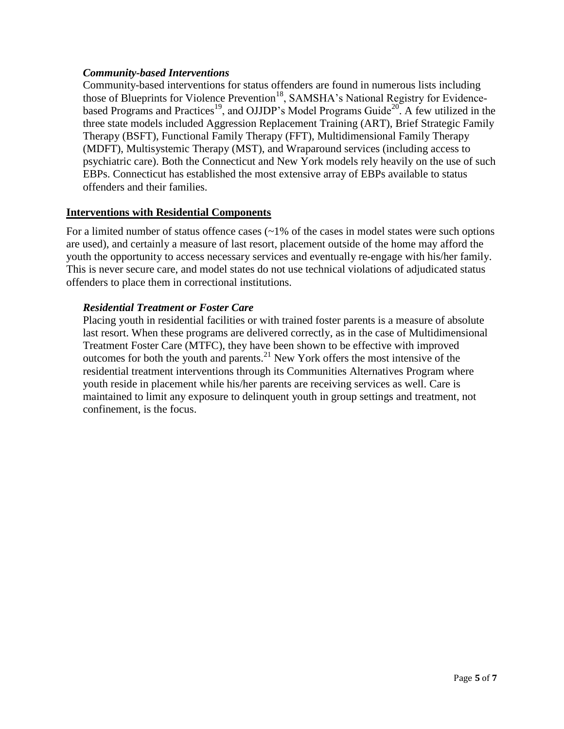### *Community-based Interventions*

Community-based interventions for status offenders are found in numerous lists including those of Blueprints for Violence Prevention[18], SAMSHA's National Registry for Evidence-based Programs and Practices[19], and OJJDP's Model Programs Guide[20]. A few utilized in the three state models included Aggression Replacement Training (ART), Brief Strategic Family Therapy (BSFT), Functional Family Therapy (FFT), Multidimensional Family Therapy (MDFT), Multisystemic Therapy (MST), and Wraparound services (including access to psychiatric care). Both the Connecticut and New York models rely heavily on the use of such EBPs. Connecticut has established the most extensive array of EBPs available to status offenders and their families.

## Interventions with Residential Components

For a limited number of status offence cases (~1% of the cases in model states were such options are used), and certainly a measure of last resort, placement outside of the home may afford the youth the opportunity to access necessary services and eventually re-engage with his/her family. This is never secure care, and model states do not use technical violations of adjudicated status offenders to place them in correctional institutions.

### *Residential Treatment or Foster Care*

Placing youth in residential facilities or with trained foster parents is a measure of absolute last resort. When these programs are delivered correctly, as in the case of Multidimensional Treatment Foster Care (MTFC), they have been shown to be effective with improved outcomes for both the youth and parents.[21] New York offers the most intensive of the residential treatment interventions through its Communities Alternatives Program where youth reside in placement while his/her parents are receiving services as well. Care is maintained to limit any exposure to delinquent youth in group settings and treatment, not confinement, is the focus.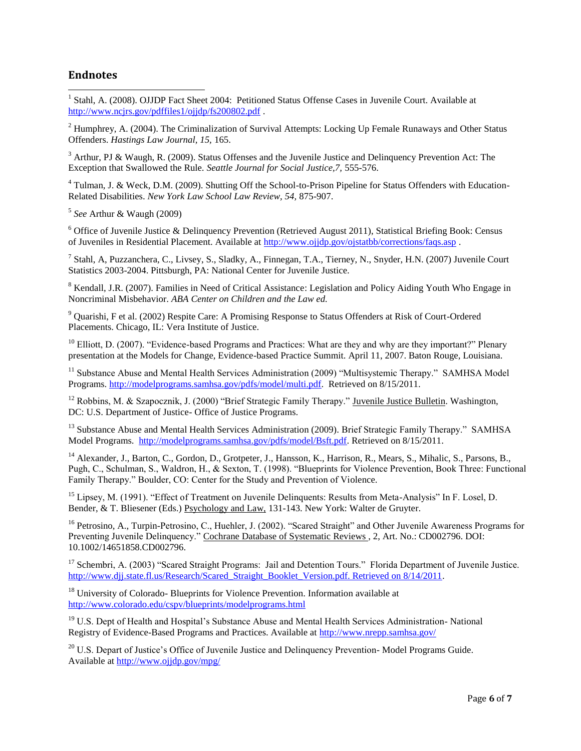## Endnotes

[1] Stahl, A. (2008). OJJDP Fact Sheet 2004: Petitioned Status Offense Cases in Juvenile Court. Available at http://www.ncjrs.gov/pdffiles1/ojjdp/fs200802.pdf .

[2] Humphrey, A. (2004). The Criminalization of Survival Attempts: Locking Up Female Runaways and Other Status Offenders. *Hastings Law Journal, 15,* 165.

[3] Arthur, PJ & Waugh, R. (2009). Status Offenses and the Juvenile Justice and Delinquency Prevention Act: The Exception that Swallowed the Rule. *Seattle Journal for Social Justice,7,* 555-576.

[4] Tulman, J. & Weck, D.M. (2009). Shutting Off the School-to-Prison Pipeline for Status Offenders with Education-Related Disabilities. *New York Law School Law Review, 54,* 875-907.

[5] *See* Arthur & Waugh (2009)

[6] Office of Juvenile Justice & Delinquency Prevention (Retrieved August 2011), Statistical Briefing Book: Census of Juveniles in Residential Placement. Available at http://www.ojjdp.gov/ojstatbb/corrections/faqs.asp .

[7] Stahl, A, Puzzanchera, C., Livsey, S., Sladky, A., Finnegan, T.A., Tierney, N., Snyder, H.N. (2007) Juvenile Court Statistics 2003-2004. Pittsburgh, PA: National Center for Juvenile Justice.

[8] Kendall, J.R. (2007). Families in Need of Critical Assistance: Legislation and Policy Aiding Youth Who Engage in Noncriminal Misbehavior. *ABA Center on Children and the Law ed.*

[9] Quarishi, F et al. (2002) Respite Care: A Promising Response to Status Offenders at Risk of Court-Ordered Placements. Chicago, IL: Vera Institute of Justice.

[10] Elliott, D. (2007). "Evidence-based Programs and Practices: What are they and why are they important?" Plenary presentation at the Models for Change, Evidence-based Practice Summit. April 11, 2007. Baton Rouge, Louisiana.

[11] Substance Abuse and Mental Health Services Administration (2009) "Multisystemic Therapy." SAMHSA Model Programs. http://modelprograms.samhsa.gov/pdfs/model/multi.pdf. Retrieved on 8/15/2011.

[12] Robbins, M. & Szapocznik, J. (2000) "Brief Strategic Family Therapy." Juvenile Justice Bulletin. Washington, DC: U.S. Department of Justice- Office of Justice Programs.

[13] Substance Abuse and Mental Health Services Administration (2009). Brief Strategic Family Therapy." SAMHSA Model Programs. http://modelprograms.samhsa.gov/pdfs/model/Bsft.pdf. Retrieved on 8/15/2011.

[14] Alexander, J., Barton, C., Gordon, D., Grotpeter, J., Hansson, K., Harrison, R., Mears, S., Mihalic, S., Parsons, B., Pugh, C., Schulman, S., Waldron, H., & Sexton, T. (1998). "Blueprints for Violence Prevention, Book Three: Functional Family Therapy." Boulder, CO: Center for the Study and Prevention of Violence.

[15] Lipsey, M. (1991). "Effect of Treatment on Juvenile Delinquents: Results from Meta-Analysis" In F. Losel, D. Bender, & T. Bliesener (Eds.) Psychology and Law, 131-143. New York: Walter de Gruyter.

[16] Petrosino, A., Turpin-Petrosino, C., Huehler, J. (2002). "Scared Straight" and Other Juvenile Awareness Programs for Preventing Juvenile Delinquency." Cochrane Database of Systematic Reviews , 2, Art. No.: CD002796. DOI: 10.1002/14651858.CD002796.

[17] Schembri, A. (2003) "Scared Straight Programs: Jail and Detention Tours." Florida Department of Juvenile Justice. http://www.djj.state.fl.us/Research/Scared_Straight_Booklet_Version.pdf. Retrieved on 8/14/2011.

[18] University of Colorado- Blueprints for Violence Prevention. Information available at http://www.colorado.edu/cspv/blueprints/modelprograms.html

[19] U.S. Dept of Health and Hospital's Substance Abuse and Mental Health Services Administration- National Registry of Evidence-Based Programs and Practices. Available at http://www.nrepp.samhsa.gov/

[20] U.S. Depart of Justice's Office of Juvenile Justice and Delinquency Prevention- Model Programs Guide. Available at http://www.ojjdp.gov/mpg/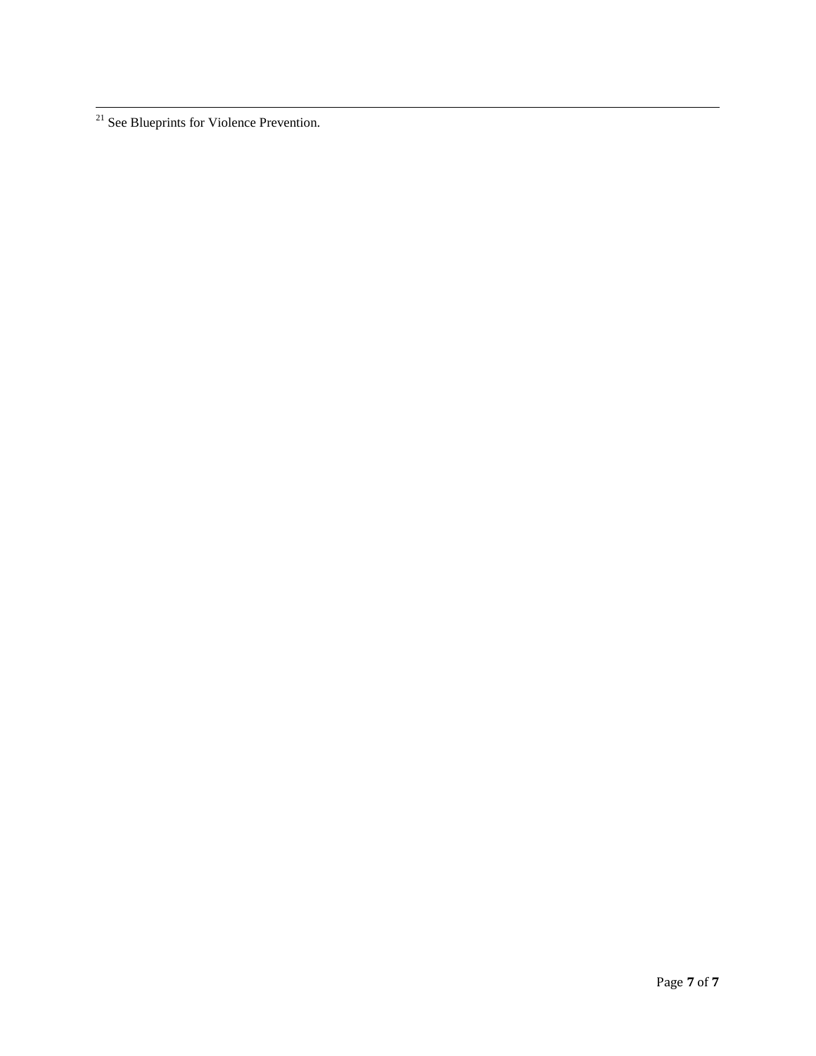[21] See Blueprints for Violence Prevention.